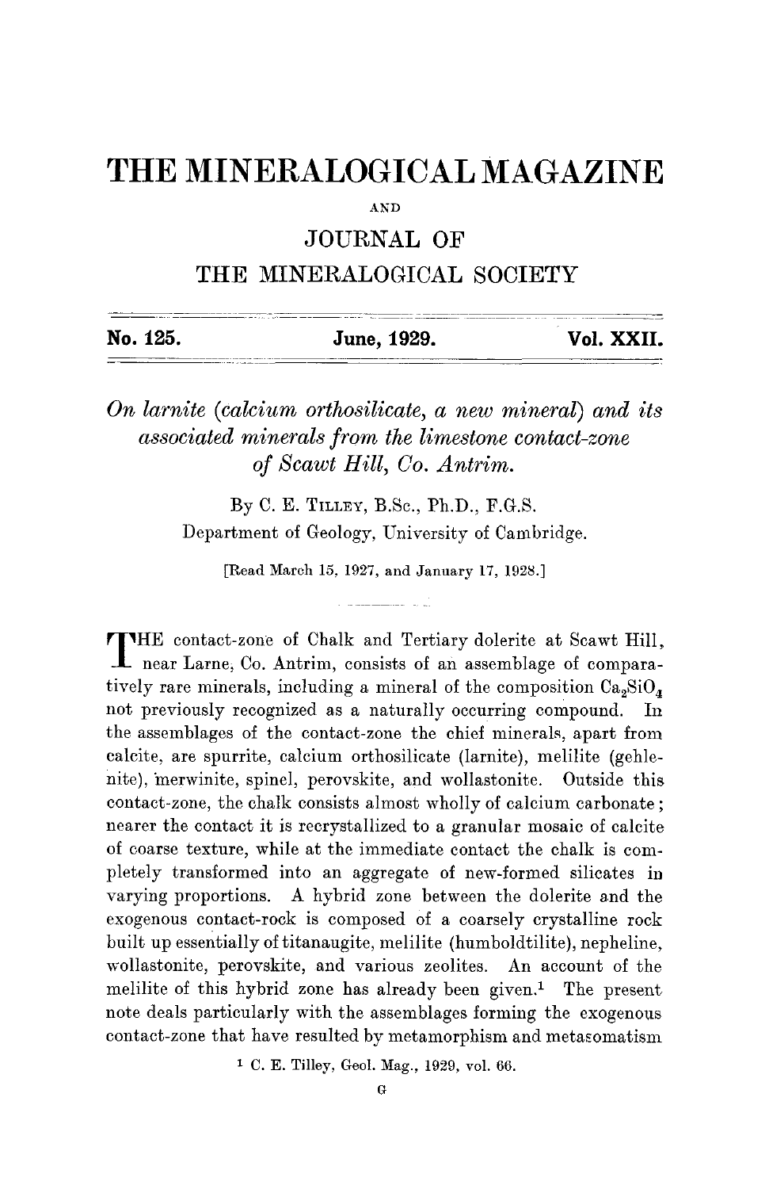# THE MINERALOGICAL MAGAZINE

AND

## JOURNAL OF

## THE MINERALOGICAL SOCIETY

**No. 125.** **June, 1929.** **Vol. XXII.**

---

### *On larnite (calcium orthosilicate, a new mineral) and its associated minerals from the limestone contact-zone of Scawt Hill, Co. Antrim.*

By C. E. Tilley, B.Sc., Ph.D., F.G.S.

Department of Geology, University of Cambridge.

[Read March 15, 1927, and January 17, 1928.]

THE contact-zone of Chalk and Tertiary dolerite at Scawt Hill, near Larne, Co. Antrim, consists of an assemblage of comparatively rare minerals, including a mineral of the composition $Ca_2SiO_4$ not previously recognized as a naturally occurring compound. In the assemblages of the contact-zone the chief minerals, apart from calcite, are spurrite, calcium orthosilicate (larnite), melilite (gehlenite), merwinite, spinel, perovskite, and wollastonite. Outside this contact-zone, the chalk consists almost wholly of calcium carbonate; nearer the contact it is recrystallized to a granular mosaic of calcite of coarse texture, while at the immediate contact the chalk is completely transformed into an aggregate of new-formed silicates in varying proportions. A hybrid zone between the dolerite and the exogenous contact-rock is composed of a coarsely crystalline rock built up essentially of titanaugite, melilite (humboldtilite), nepheline, wollastonite, perovskite, and various zeolites. An account of the melilite of this hybrid zone has already been given.[1] The present note deals particularly with the assemblages forming the exogenous contact-zone that have resulted by metamorphism and metasomatism

[1] C. E. Tilley, Geol. Mag., 1929, vol. 66.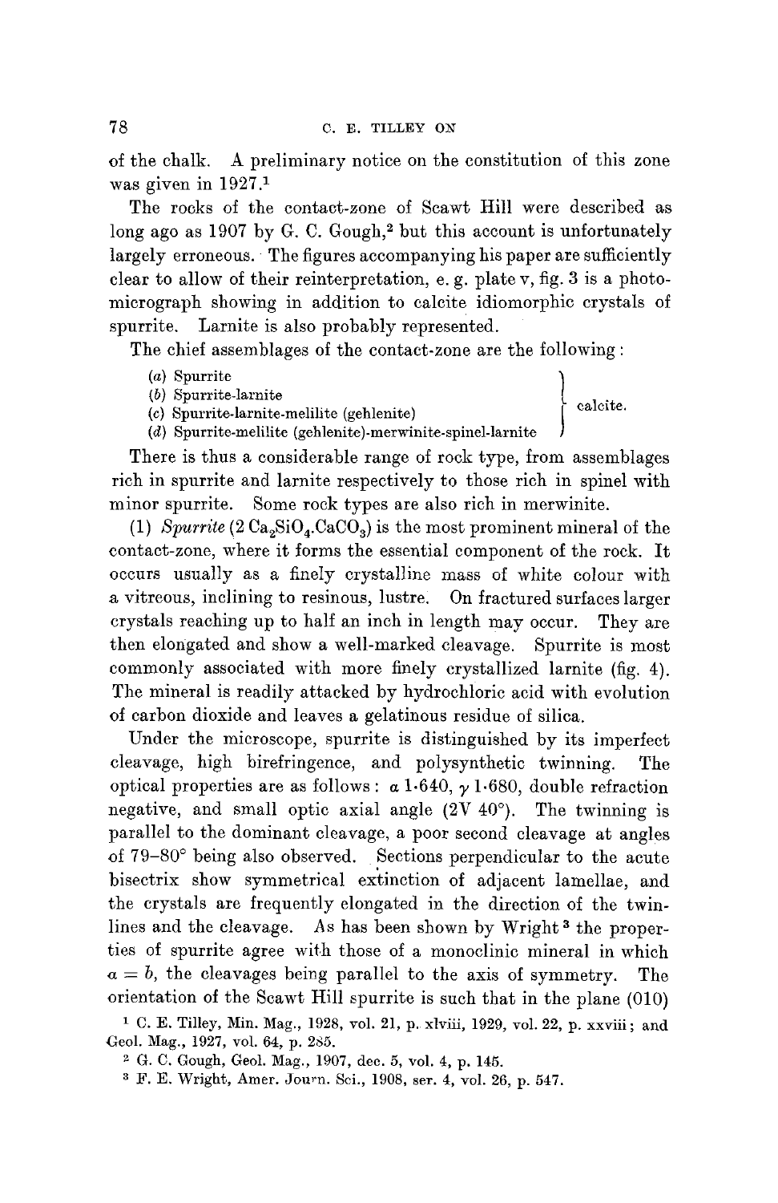of the chalk. A preliminary notice on the constitution of this zone was given in 1927.[1]

The rocks of the contact-zone of Scawt Hill were described as long ago as 1907 by G. C. Gough,[2] but this account is unfortunately largely erroneous. The figures accompanying his paper are sufficiently clear to allow of their reinterpretation, e. g. plate v, fig. 3 is a photomicrograph showing in addition to calcite idiomorphic crystals of spurrite. Larnite is also probably represented.

The chief assemblages of the contact-zone are the following:

(*a*) Spurrite
(*b*) Spurrite-larnite
(*c*) Spurrite-larnite-melilite (gehlenite)
(*d*) Spurrite-melilite (gehlenite)-merwinite-spinel-larnite

} calcite.

There is thus a considerable range of rock type, from assemblages rich in spurrite and larnite respectively to those rich in spinel with minor spurrite. Some rock types are also rich in merwinite.

(1) *Spurrite* ($2\,Ca_2SiO_4.CaCO_3$) is the most prominent mineral of the contact-zone, where it forms the essential component of the rock. It occurs usually as a finely crystalline mass of white colour with a vitreous, inclining to resinous, lustre. On fractured surfaces larger crystals reaching up to half an inch in length may occur. They are then elongated and show a well-marked cleavage. Spurrite is most commonly associated with more finely crystallized larnite (fig. 4). The mineral is readily attacked by hydrochloric acid with evolution of carbon dioxide and leaves a gelatinous residue of silica.

Under the microscope, spurrite is distinguished by its imperfect cleavage, high birefringence, and polysynthetic twinning. The optical properties are as follows: $\alpha$ 1·640, $\gamma$ 1·680, double refraction negative, and small optic axial angle (2V 40°). The twinning is parallel to the dominant cleavage, a poor second cleavage at angles of 79–80° being also observed. Sections perpendicular to the acute bisectrix show symmetrical extinction of adjacent lamellae, and the crystals are frequently elongated in the direction of the twin-lines and the cleavage. As has been shown by Wright[3] the properties of spurrite agree with those of a monoclinic mineral in which $\alpha = b$, the cleavages being parallel to the axis of symmetry. The orientation of the Scawt Hill spurrite is such that in the plane (010)

[1] C. E. Tilley, Min. Mag., 1928, vol. 21, p. xlviii, 1929, vol. 22, p. xxviii; and Geol. Mag., 1927, vol. 64, p. 285.

[2] G. C. Gough, Geol. Mag., 1907, dec. 5, vol. 4, p. 145.

[3] F. E. Wright, Amer. Journ. Sci., 1908, ser. 4, vol. 26, p. 547.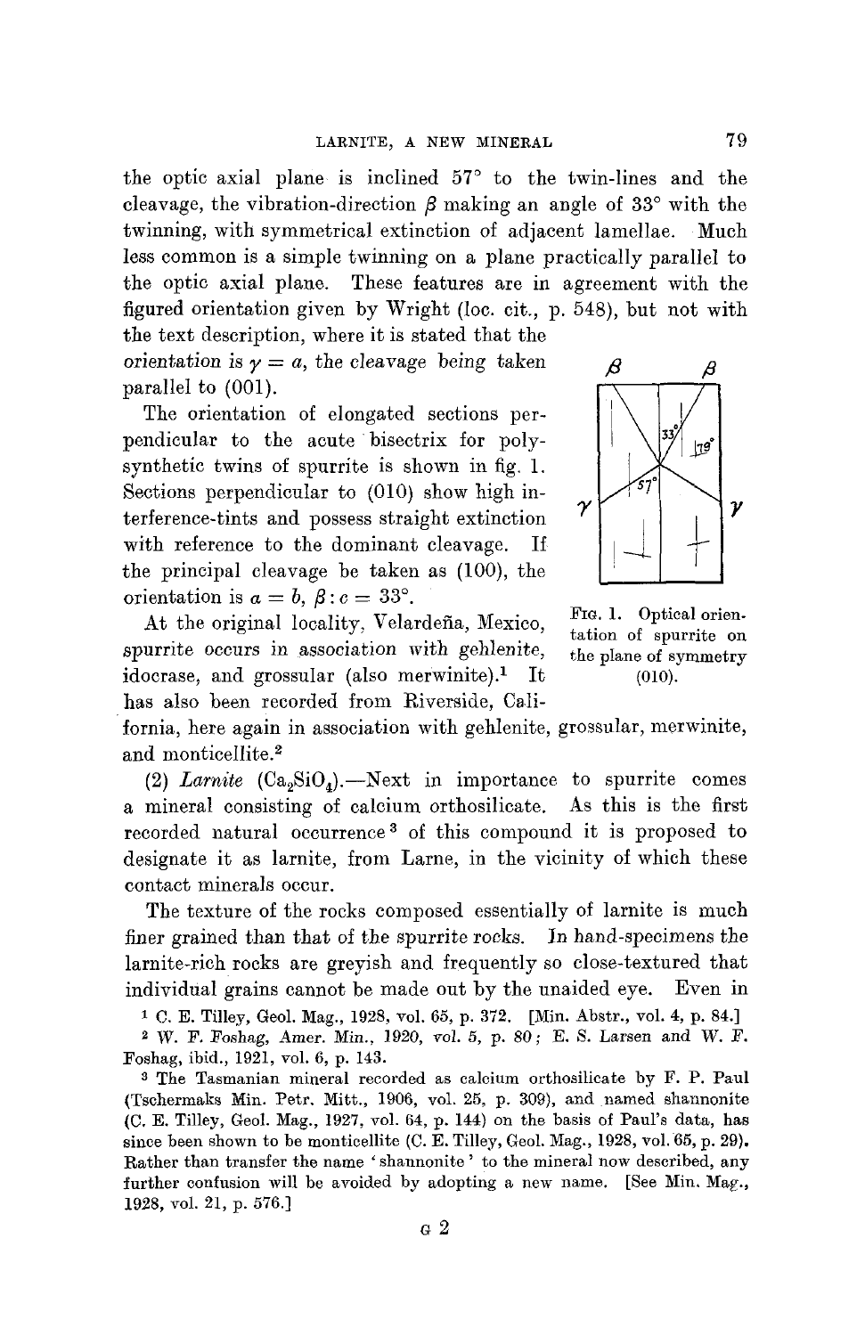the optic axial plane is inclined 57° to the twin-lines and the cleavage, the vibration-direction $\beta$ making an angle of 33° with the twinning, with symmetrical extinction of adjacent lamellae. Much less common is a simple twinning on a plane practically parallel to the optic axial plane. These features are in agreement with the figured orientation given by Wright (loc. cit., p. 548), but not with the text description, where it is stated that the *orientation is* $\gamma = a$, *the cleavage being taken parallel to* (001).

The orientation of elongated sections perpendicular to the acute bisectrix for polysynthetic twins of spurrite is shown in fig. 1. Sections perpendicular to (010) show high interference-tints and possess straight extinction with reference to the dominant cleavage. If the principal cleavage be taken as (100), the orientation is $a = b$, $\beta : c = 33°$.

Fig. 1. Optical orientation of spurrite on the plane of symmetry (010).

At the original locality, Velardeña, Mexico, spurrite occurs in association with gehlenite, idocrase, and grossular (also merwinite).[1] It has also been recorded from Riverside, California, here again in association with gehlenite, grossular, merwinite, and monticellite.[2]

(2) *Larnite* ($Ca_2SiO_4$).—Next in importance to spurrite comes a mineral consisting of calcium orthosilicate. As this is the first recorded natural occurrence[3] of this compound it is proposed to designate it as larnite, from Larne, in the vicinity of which these contact minerals occur.

The texture of the rocks composed essentially of larnite is much finer grained than that of the spurrite rocks. In hand-specimens the larnite-rich rocks are greyish and frequently so close-textured that individual grains cannot be made out by the unaided eye. Even in

---

[1] C. E. Tilley, Geol. Mag., 1928, vol. 65, p. 372. [Min. Abstr., vol. 4, p. 84.]

[2] W. F. Foshag, Amer. Min., 1920, vol. 5, p. 80; E. S. Larsen and W. F. Foshag, ibid., 1921, vol. 6, p. 143.

[3] The Tasmanian mineral recorded as calcium orthosilicate by F. P. Paul (Tschermaks Min. Petr. Mitt., 1906, vol. 25, p. 309), and named shannonite (C. E. Tilley, Geol. Mag., 1927, vol. 64, p. 144) on the basis of Paul's data, has since been shown to be monticellite (C. E. Tilley, Geol. Mag., 1928, vol. 65, p. 29). Rather than transfer the name 'shannonite' to the mineral now described, any further confusion will be avoided by adopting a new name. [See Min. Mag., 1928, vol. 21, p. 576.]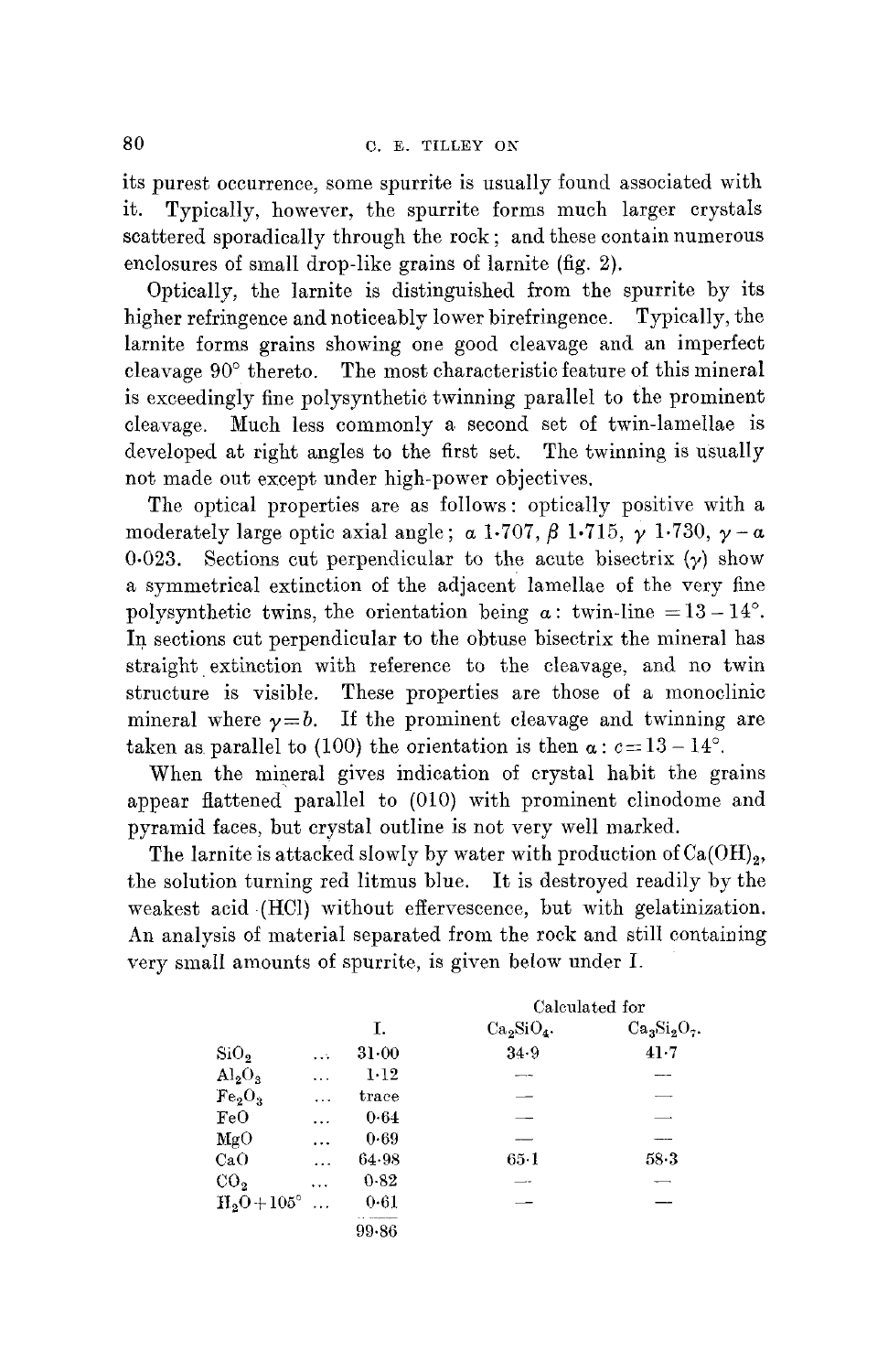its purest occurrence, some spurrite is usually found associated with it. Typically, however, the spurrite forms much larger crystals scattered sporadically through the rock; and these contain numerous enclosures of small drop-like grains of larnite (fig. 2).

Optically, the larnite is distinguished from the spurrite by its higher refringence and noticeably lower birefringence. Typically, the larnite forms grains showing one good cleavage and an imperfect cleavage 90° thereto. The most characteristic feature of this mineral is exceedingly fine polysynthetic twinning parallel to the prominent cleavage. Much less commonly a second set of twin-lamellae is developed at right angles to the first set. The twinning is usually not made out except under high-power objectives.

The optical properties are as follows: optically positive with a moderately large optic axial angle; $\alpha$ 1·707, $\beta$ 1·715, $\gamma$ 1·730, $\gamma - \alpha$ 0·023. Sections cut perpendicular to the acute bisectrix ($\gamma$) show a symmetrical extinction of the adjacent lamellae of the very fine polysynthetic twins, the orientation being $\alpha$: twin-line $= 13 - 14°$. In sections cut perpendicular to the obtuse bisectrix the mineral has straight extinction with reference to the cleavage, and no twin structure is visible. These properties are those of a monoclinic mineral where $\gamma = b$. If the prominent cleavage and twinning are taken as parallel to (100) the orientation is then $\alpha : c = 13 - 14°$.

When the mineral gives indication of crystal habit the grains appear flattened parallel to (010) with prominent clinodome and pyramid faces, but crystal outline is not very well marked.

The larnite is attacked slowly by water with production of $Ca(OH)_2$, the solution turning red litmus blue. It is destroyed readily by the weakest acid (HCl) without effervescence, but with gelatinization. An analysis of material separated from the rock and still containing very small amounts of spurrite, is given below under I.

| | I. | Calculated for $Ca_2SiO_4$. | Calculated for $Ca_3Si_2O_7$. |
|---|---|---|---|
| $SiO_2$ | 31·00 | 34·9 | 41·7 |
| $Al_2O_3$ | 1·12 | — | — |
| $Fe_2O_3$ | trace | — | — |
| $FeO$ | 0·64 | — | — |
| $MgO$ | 0·69 | — | — |
| $CaO$ | 64·98 | 65·1 | 58·3 |
| $CO_2$ | 0·82 | — | — |
| $H_2O$+105° | 0·61 | — | — |
| | 99·86 | | |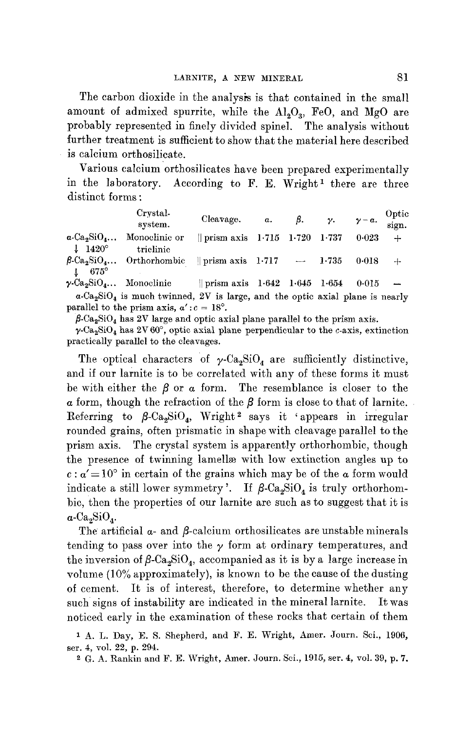The carbon dioxide in the analysis is that contained in the small amount of admixed spurrite, while the $Al_2O_3$, FeO, and MgO are probably represented in finely divided spinel. The analysis without further treatment is sufficient to show that the material here described is calcium orthosilicate.

Various calcium orthosilicates have been prepared experimentally in the laboratory. According to F. E. Wright[1] there are three distinct forms:

| | Crystal-system. | Cleavage. | $\alpha$. | $\beta$. | $\gamma$. | $\gamma - \alpha$. | Optic sign. |
|---|---|---|---|---|---|---|---|
| $\alpha$-$Ca_2SiO_4$... ↓ 1420° | Monoclinic or triclinic | ‖ prism axis | 1·715 | 1·720 | 1·737 | 0·023 | + |
| $\beta$-$Ca_2SiO_4$... ↓ 675° | Orthorhombic | ‖ prism axis | 1·717 | — | 1·735 | 0·018 | + |
| $\gamma$-$Ca_2SiO_4$... | Monoclinic | ‖ prism axis | 1·642 | 1·645 | 1·654 | 0·015 | — |

$\alpha$-$Ca_2SiO_4$ is much twinned, 2V is large, and the optic axial plane is nearly parallel to the prism axis, $\alpha' : c = 18°$.

$\beta$-$Ca_2SiO_4$ has 2V large and optic axial plane parallel to the prism axis.

$\gamma$-$Ca_2SiO_4$ has 2V 60°, optic axial plane perpendicular to the $c$-axis, extinction practically parallel to the cleavages.

The optical characters of $\gamma$-$Ca_2SiO_4$ are sufficiently distinctive, and if our larnite is to be correlated with any of these forms it must be with either the $\beta$ or $\alpha$ form. The resemblance is closer to the $\alpha$ form, though the refraction of the $\beta$ form is close to that of larnite. Referring to $\beta$-$Ca_2SiO_4$, Wright[2] says it 'appears in irregular rounded grains, often prismatic in shape with cleavage parallel to the prism axis. The crystal system is apparently orthorhombic, though the presence of twinning lamellæ with low extinction angles up to $c : \alpha' = 10°$ in certain of the grains which may be of the $\alpha$ form would indicate a still lower symmetry'. If $\beta$-$Ca_2SiO_4$ is truly orthorhombic, then the properties of our larnite are such as to suggest that it is $\alpha$-$Ca_2SiO_4$.

The artificial $\alpha$- and $\beta$-calcium orthosilicates are unstable minerals tending to pass over into the $\gamma$ form at ordinary temperatures, and the inversion of $\beta$-$Ca_2SiO_4$, accompanied as it is by a large increase in volume (10% approximately), is known to be the cause of the dusting of cement. It is of interest, therefore, to determine whether any such signs of instability are indicated in the mineral larnite. It was noticed early in the examination of these rocks that certain of them

[1] A. L. Day, E. S. Shepherd, and F. E. Wright, Amer. Journ. Sci., 1906, ser. 4, vol. 22, p. 294.

[2] G. A. Rankin and F. E. Wright, Amer. Journ. Sci., 1915, ser. 4, vol. 39, p. 7.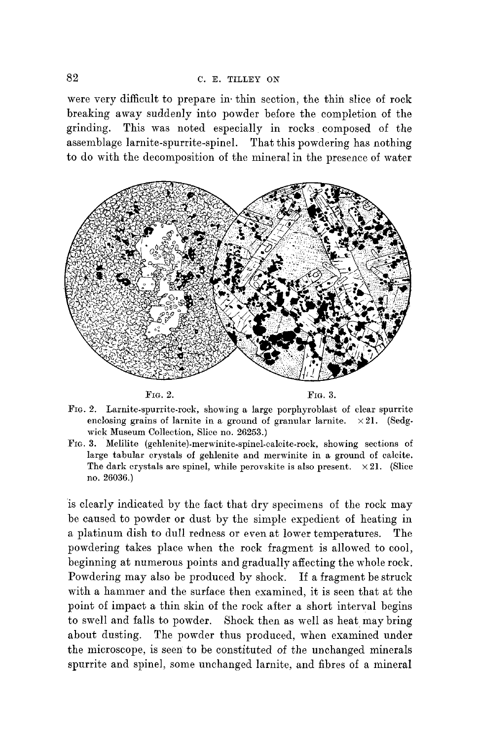were very difficult to prepare in thin section, the thin slice of rock breaking away suddenly into powder before the completion of the grinding. This was noted especially in rocks composed of the assemblage larnite-spurrite-spinel. That this powdering has nothing to do with the decomposition of the mineral in the presence of water

Fig. 2. Fig. 3.

Fig. 2. Larnite-spurrite-rock, showing a large porphyroblast of clear spurrite enclosing grains of larnite in a ground of granular larnite. ×21. (Sedgwick Museum Collection, Slice no. 26253.)

Fig. 3. Melilite (gehlenite)-merwinite-spinel-calcite-rock, showing sections of large tabular crystals of gehlenite and merwinite in a ground of calcite. The dark crystals are spinel, while perovskite is also present. ×21. (Slice no. 26036.)

is clearly indicated by the fact that dry specimens of the rock may be caused to powder or dust by the simple expedient of heating in a platinum dish to dull redness or even at lower temperatures. The powdering takes place when the rock fragment is allowed to cool, beginning at numerous points and gradually affecting the whole rock. Powdering may also be produced by shock. If a fragment be struck with a hammer and the surface then examined, it is seen that at the point of impact a thin skin of the rock after a short interval begins to swell and falls to powder. Shock then as well as heat may bring about dusting. The powder thus produced, when examined under the microscope, is seen to be constituted of the unchanged minerals spurrite and spinel, some unchanged larnite, and fibres of a mineral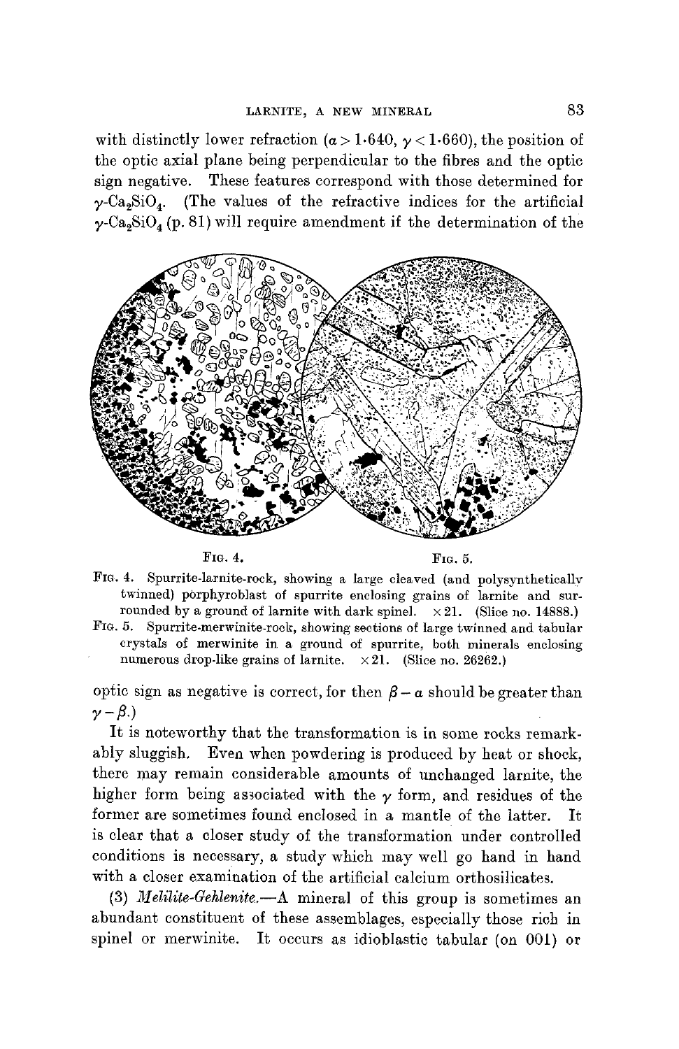with distinctly lower refraction ($\alpha > 1{\cdot}640$, $\gamma < 1{\cdot}660$), the position of the optic axial plane being perpendicular to the fibres and the optic sign negative. These features correspond with those determined for $\gamma$-$Ca_2SiO_4$. (The values of the refractive indices for the artificial $\gamma$-$Ca_2SiO_4$ (p. 81) will require amendment if the determination of the optic sign as negative is correct, for then $\beta - \alpha$ should be greater than $\gamma - \beta$.)

FIG. 4. FIG. 5.

FIG. 4. Spurrite-larnite-rock, showing a large cleaved (and polysynthetically twinned) porphyroblast of spurrite enclosing grains of larnite and surrounded by a ground of larnite with dark spinel. ×21. (Slice no. 14888.)

FIG. 5. Spurrite-merwinite-rock, showing sections of large twinned and tabular crystals of merwinite in a ground of spurrite, both minerals enclosing numerous drop-like grains of larnite. ×21. (Slice no. 26262.)

It is noteworthy that the transformation is in some rocks remarkably sluggish. Even when powdering is produced by heat or shock, there may remain considerable amounts of unchanged larnite, the higher form being associated with the $\gamma$ form, and residues of the former are sometimes found enclosed in a mantle of the latter. It is clear that a closer study of the transformation under controlled conditions is necessary, a study which may well go hand in hand with a closer examination of the artificial calcium orthosilicates.

(3) *Melilite-Gehlenite.*—A mineral of this group is sometimes an abundant constituent of these assemblages, especially those rich in spinel or merwinite. It occurs as idioblastic tabular (on 001) or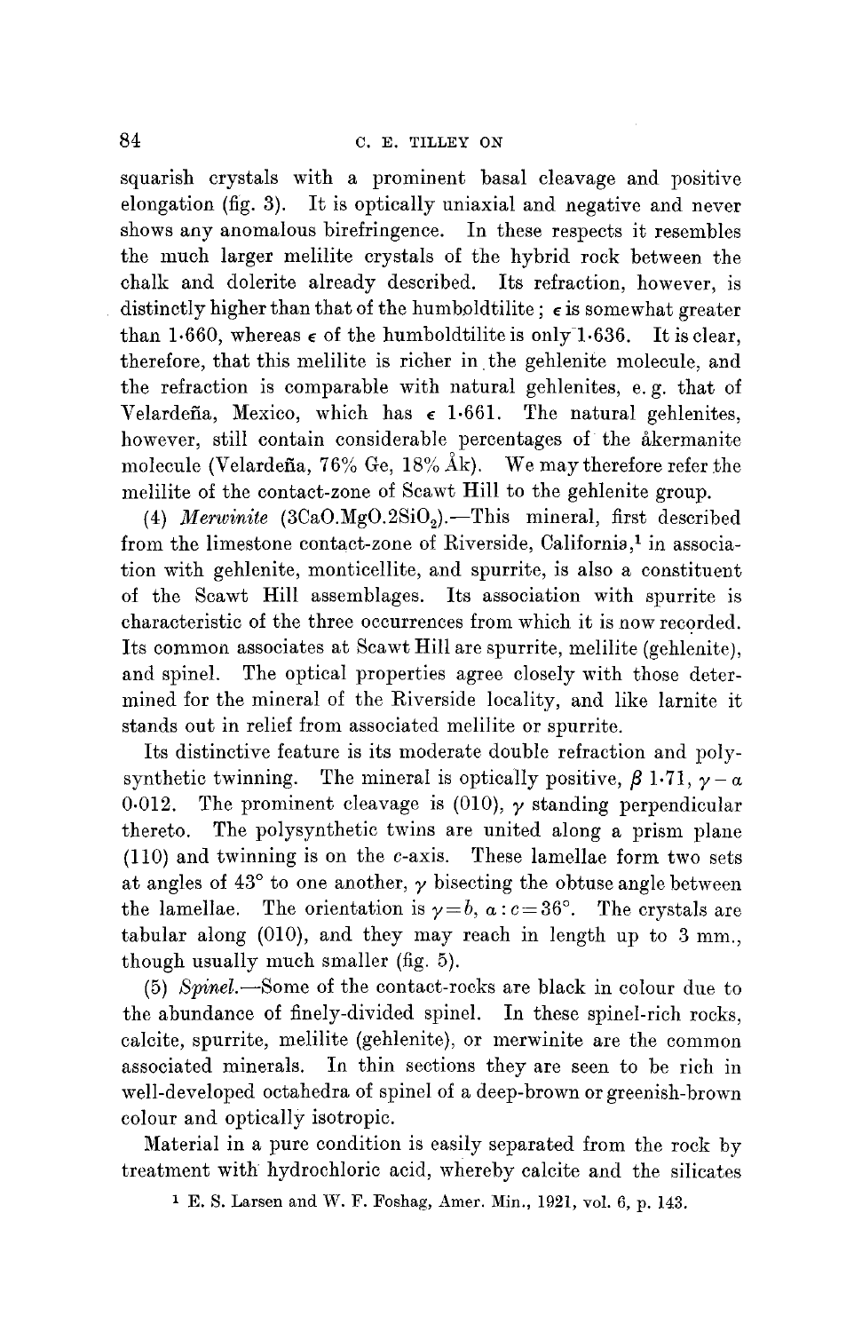squarish crystals with a prominent basal cleavage and positive elongation (fig. 3). It is optically uniaxial and negative and never shows any anomalous birefringence. In these respects it resembles the much larger melilite crystals of the hybrid rock between the chalk and dolerite already described. Its refraction, however, is distinctly higher than that of the humboldtilite; $\epsilon$ is somewhat greater than 1·660, whereas $\epsilon$ of the humboldtilite is only 1·636. It is clear, therefore, that this melilite is richer in the gehlenite molecule, and the refraction is comparable with natural gehlenites, e. g. that of Velardeña, Mexico, which has $\epsilon$ 1·661. The natural gehlenites, however, still contain considerable percentages of the åkermanite molecule (Velardeña, 76% Ge, 18% Åk). We may therefore refer the melilite of the contact-zone of Scawt Hill to the gehlenite group.

(4) *Merwinite* ($3CaO.MgO.2SiO_2$).—This mineral, first described from the limestone contact-zone of Riverside, California,[1] in association with gehlenite, monticellite, and spurrite, is also a constituent of the Scawt Hill assemblages. Its association with spurrite is characteristic of the three occurrences from which it is now recorded. Its common associates at Scawt Hill are spurrite, melilite (gehlenite), and spinel. The optical properties agree closely with those determined for the mineral of the Riverside locality, and like larnite it stands out in relief from associated melilite or spurrite.

Its distinctive feature is its moderate double refraction and polysynthetic twinning. The mineral is optically positive, $\beta$ 1·71, $\gamma - \alpha$ 0·012. The prominent cleavage is (010), $\gamma$ standing perpendicular thereto. The polysynthetic twins are united along a prism plane (110) and twinning is on the $c$-axis. These lamellae form two sets at angles of 43° to one another, $\gamma$ bisecting the obtuse angle between the lamellae. The orientation is $\gamma = b$, $a : c = 36°$. The crystals are tabular along (010), and they may reach in length up to 3 mm., though usually much smaller (fig. 5).

(5) *Spinel*.—Some of the contact-rocks are black in colour due to the abundance of finely-divided spinel. In these spinel-rich rocks, calcite, spurrite, melilite (gehlenite), or merwinite are the common associated minerals. In thin sections they are seen to be rich in well-developed octahedra of spinel of a deep-brown or greenish-brown colour and optically isotropic.

Material in a pure condition is easily separated from the rock by treatment with hydrochloric acid, whereby calcite and the silicates

[1] E. S. Larsen and W. F. Foshag, Amer. Min., 1921, vol. 6, p. 143.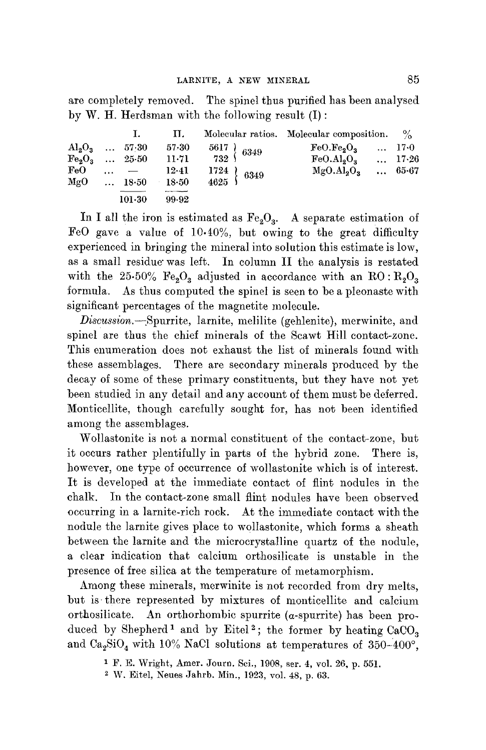are completely removed. The spinel thus purified has been analysed by W. H. Herdsman with the following result (I):

| | I. | II. | Molecular ratios. | | Molecular composition. | % |
|---|---|---|---|---|---|---|
| $Al_2O_3$ | 57·30 | 57·30 | 5617 | 6349 | $FeO.Fe_2O_3$ | 17·0 |
| $Fe_2O_3$ | 25·50 | 11·71 | 732 | | $FeO.Al_2O_3$ | 17·26 |
| $FeO$ | — | 12·41 | 1724 | 6349 | $MgO.Al_2O_3$ | 65·67 |
| $MgO$ | 18·50 | 18·50 | 4625 | | | |
| | 101·30 | 99·92 | | | | |

In I all the iron is estimated as $Fe_2O_3$. A separate estimation of FeO gave a value of 10·40%, but owing to the great difficulty experienced in bringing the mineral into solution this estimate is low, as a small residue was left. In column II the analysis is restated with the 25·50% $Fe_2O_3$ adjusted in accordance with an $RO : R_2O_3$ formula. As thus computed the spinel is seen to be a pleonaste with significant percentages of the magnetite molecule.

*Discussion.*—Spurrite, larnite, melilite (gehlenite), merwinite, and spinel are thus the chief minerals of the Scawt Hill contact-zone. This enumeration does not exhaust the list of minerals found with these assemblages. There are secondary minerals produced by the decay of some of these primary constituents, but they have not yet been studied in any detail and any account of them must be deferred. Monticellite, though carefully sought for, has not been identified among the assemblages.

Wollastonite is not a normal constituent of the contact-zone, but it occurs rather plentifully in parts of the hybrid zone. There is, however, one type of occurrence of wollastonite which is of interest. It is developed at the immediate contact of flint nodules in the chalk. In the contact-zone small flint nodules have been observed occurring in a larnite-rich rock. At the immediate contact with the nodule the larnite gives place to wollastonite, which forms a sheath between the larnite and the microcrystalline quartz of the nodule, a clear indication that calcium orthosilicate is unstable in the presence of free silica at the temperature of metamorphism.

Among these minerals, merwinite is not recorded from dry melts, but is there represented by mixtures of monticellite and calcium orthosilicate. An orthorhombic spurrite ($\alpha$-spurrite) has been produced by Shepherd[1] and by Eitel[2]; the former by heating $CaCO_3$ and $Ca_2SiO_4$ with 10% NaCl solutions at temperatures of 350–400°,

[1] F. E. Wright, Amer. Journ. Sci., 1908, ser. 4, vol. 26, p. 551.

[2] W. Eitel, Neues Jahrb. Min., 1923, vol. 48, p. 63.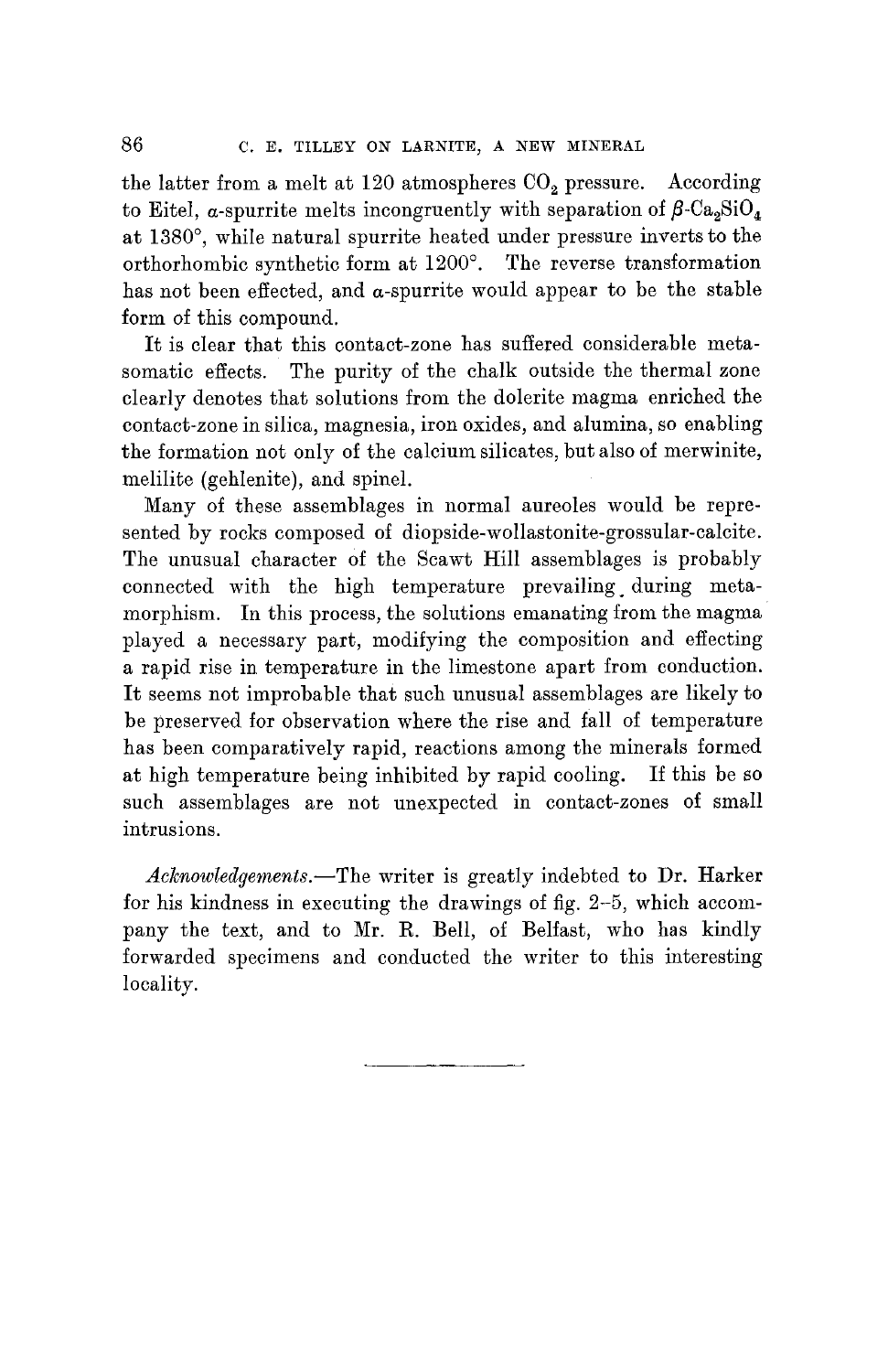the latter from a melt at 120 atmospheres $CO_2$ pressure. According to Eitel, α-spurrite melts incongruently with separation of β-$Ca_2SiO_4$ at 1380°, while natural spurrite heated under pressure inverts to the orthorhombic synthetic form at 1200°. The reverse transformation has not been effected, and α-spurrite would appear to be the stable form of this compound.

It is clear that this contact-zone has suffered considerable metasomatic effects. The purity of the chalk outside the thermal zone clearly denotes that solutions from the dolerite magma enriched the contact-zone in silica, magnesia, iron oxides, and alumina, so enabling the formation not only of the calcium silicates, but also of merwinite, melilite (gehlenite), and spinel.

Many of these assemblages in normal aureoles would be represented by rocks composed of diopside-wollastonite-grossular-calcite. The unusual character of the Scawt Hill assemblages is probably connected with the high temperature prevailing during metamorphism. In this process, the solutions emanating from the magma played a necessary part, modifying the composition and effecting a rapid rise in temperature in the limestone apart from conduction. It seems not improbable that such unusual assemblages are likely to be preserved for observation where the rise and fall of temperature has been comparatively rapid, reactions among the minerals formed at high temperature being inhibited by rapid cooling. If this be so such assemblages are not unexpected in contact-zones of small intrusions.

*Acknowledgements.*—The writer is greatly indebted to Dr. Harker for his kindness in executing the drawings of fig. 2–5, which accompany the text, and to Mr. R. Bell, of Belfast, who has kindly forwarded specimens and conducted the writer to this interesting locality.